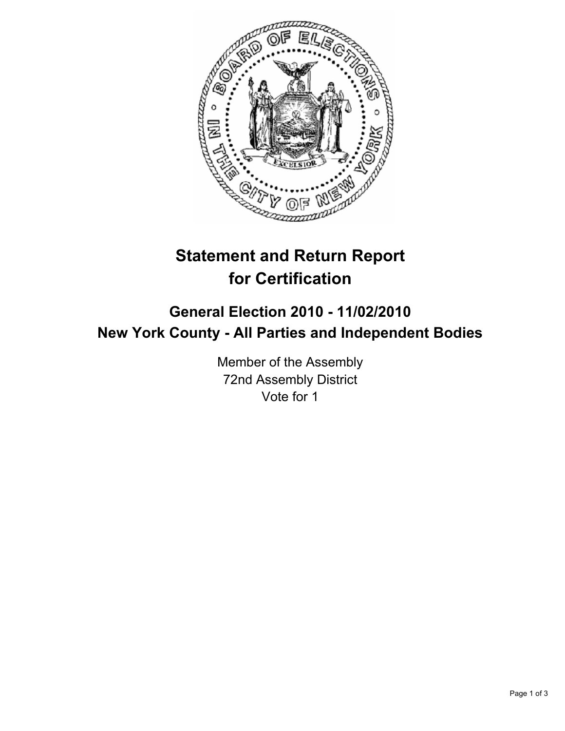# Statement and Return Report for Certification

## General Election 2010 - 11/02/2010
## New York County - All Parties and Independent Bodies

Member of the Assembly
72nd Assembly District
Vote for 1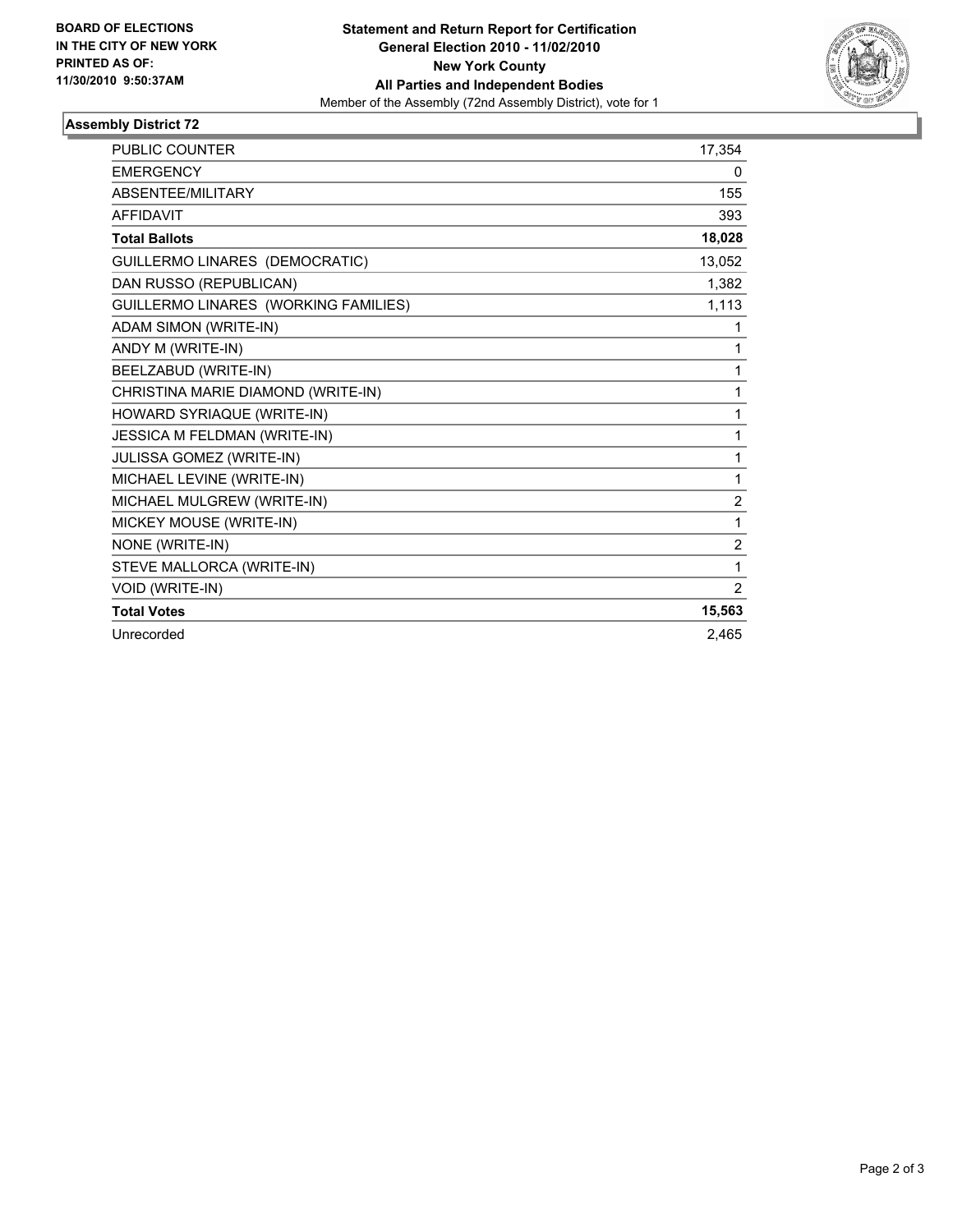**BOARD OF ELECTIONS IN THE CITY OF NEW YORK PRINTED AS OF: 11/30/2010 9:50:37AM**

**Statement and Return Report for Certification**
**General Election 2010 - 11/02/2010**
**New York County**
**All Parties and Independent Bodies**
Member of the Assembly (72nd Assembly District), vote for 1

## Assembly District 72

| | |
|---|---|
| PUBLIC COUNTER | 17,354 |
| EMERGENCY | 0 |
| ABSENTEE/MILITARY | 155 |
| AFFIDAVIT | 393 |
| **Total Ballots** | **18,028** |
| GUILLERMO LINARES (DEMOCRATIC) | 13,052 |
| DAN RUSSO (REPUBLICAN) | 1,382 |
| GUILLERMO LINARES (WORKING FAMILIES) | 1,113 |
| ADAM SIMON (WRITE-IN) | 1 |
| ANDY M (WRITE-IN) | 1 |
| BEELZABUD (WRITE-IN) | 1 |
| CHRISTINA MARIE DIAMOND (WRITE-IN) | 1 |
| HOWARD SYRIAQUE (WRITE-IN) | 1 |
| JESSICA M FELDMAN (WRITE-IN) | 1 |
| JULISSA GOMEZ (WRITE-IN) | 1 |
| MICHAEL LEVINE (WRITE-IN) | 1 |
| MICHAEL MULGREW (WRITE-IN) | 2 |
| MICKEY MOUSE (WRITE-IN) | 1 |
| NONE (WRITE-IN) | 2 |
| STEVE MALLORCA (WRITE-IN) | 1 |
| VOID (WRITE-IN) | 2 |
| **Total Votes** | **15,563** |
| Unrecorded | 2,465 |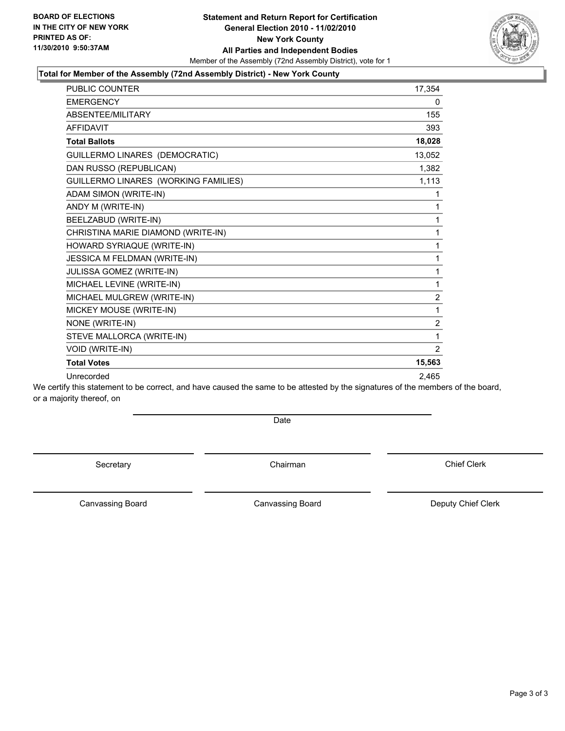**BOARD OF ELECTIONS IN THE CITY OF NEW YORK PRINTED AS OF: 11/30/2010 9:50:37AM**

# Statement and Return Report for Certification
## General Election 2010 - 11/02/2010
## New York County
## All Parties and Independent Bodies

Member of the Assembly (72nd Assembly District), vote for 1

### Total for Member of the Assembly (72nd Assembly District) - New York County

| | |
|---|---|
| PUBLIC COUNTER | 17,354 |
| EMERGENCY | 0 |
| ABSENTEE/MILITARY | 155 |
| AFFIDAVIT | 393 |
| **Total Ballots** | **18,028** |
| GUILLERMO LINARES (DEMOCRATIC) | 13,052 |
| DAN RUSSO (REPUBLICAN) | 1,382 |
| GUILLERMO LINARES (WORKING FAMILIES) | 1,113 |
| ADAM SIMON (WRITE-IN) | 1 |
| ANDY M (WRITE-IN) | 1 |
| BEELZABUD (WRITE-IN) | 1 |
| CHRISTINA MARIE DIAMOND (WRITE-IN) | 1 |
| HOWARD SYRIAQUE (WRITE-IN) | 1 |
| JESSICA M FELDMAN (WRITE-IN) | 1 |
| JULISSA GOMEZ (WRITE-IN) | 1 |
| MICHAEL LEVINE (WRITE-IN) | 1 |
| MICHAEL MULGREW (WRITE-IN) | 2 |
| MICKEY MOUSE (WRITE-IN) | 1 |
| NONE (WRITE-IN) | 2 |
| STEVE MALLORCA (WRITE-IN) | 1 |
| VOID (WRITE-IN) | 2 |
| **Total Votes** | **15,563** |
| Unrecorded | 2,465 |

We certify this statement to be correct, and have caused the same to be attested by the signatures of the members of the board, or a majority thereof, on

Date

Secretary

Chairman

Chief Clerk

Canvassing Board

Canvassing Board

Deputy Chief Clerk